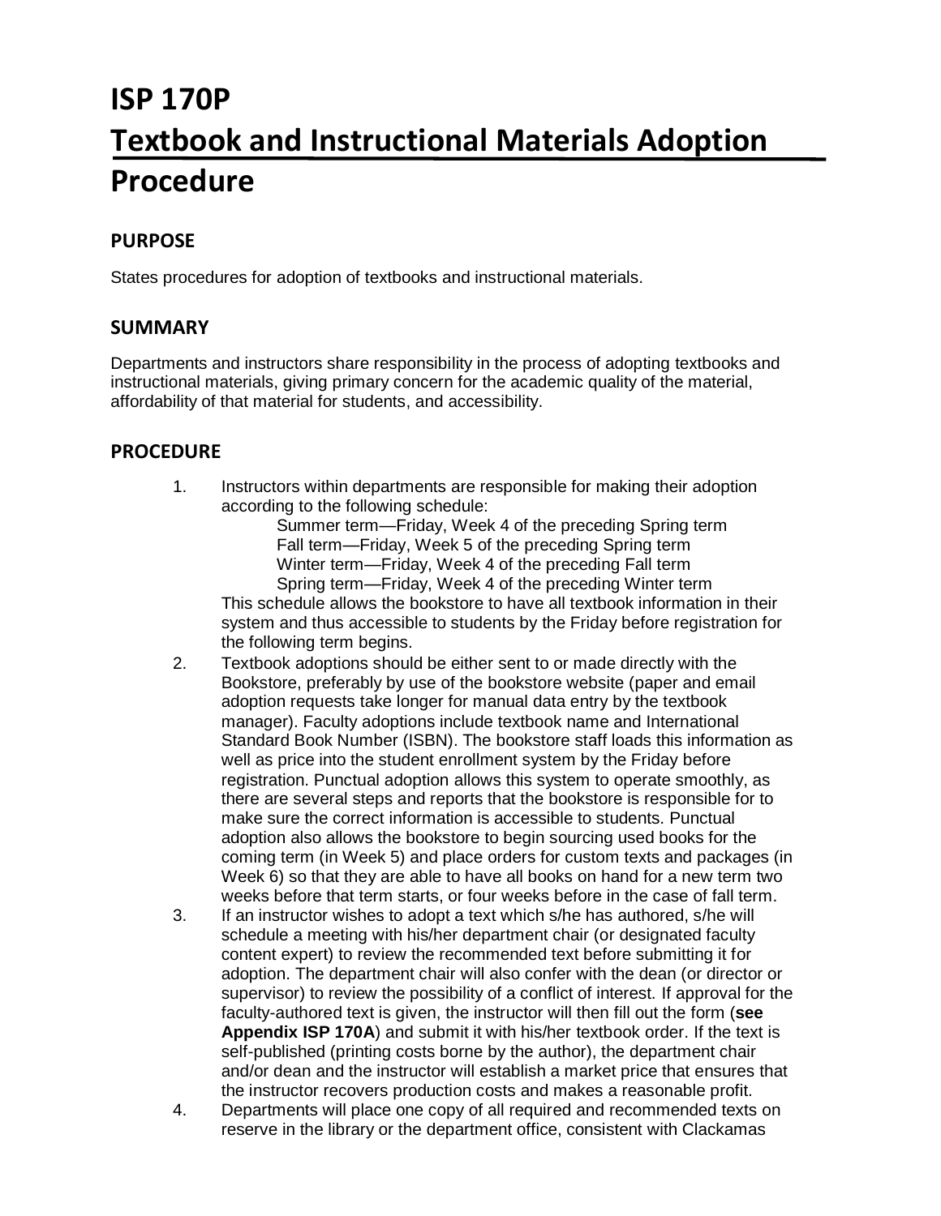# ISP 170P

# Textbook and Instructional Materials Adoption Procedure

## PURPOSE

States procedures for adoption of textbooks and instructional materials.

## SUMMARY

Departments and instructors share responsibility in the process of adopting textbooks and instructional materials, giving primary concern for the academic quality of the material, affordability of that material for students, and accessibility.

## PROCEDURE

1. Instructors within departments are responsible for making their adoption according to the following schedule:
   - Summer term—Friday, Week 4 of the preceding Spring term
   - Fall term—Friday, Week 5 of the preceding Spring term
   - Winter term—Friday, Week 4 of the preceding Fall term
   - Spring term—Friday, Week 4 of the preceding Winter term

   This schedule allows the bookstore to have all textbook information in their system and thus accessible to students by the Friday before registration for the following term begins.
2. Textbook adoptions should be either sent to or made directly with the Bookstore, preferably by use of the bookstore website (paper and email adoption requests take longer for manual data entry by the textbook manager). Faculty adoptions include textbook name and International Standard Book Number (ISBN). The bookstore staff loads this information as well as price into the student enrollment system by the Friday before registration. Punctual adoption allows this system to operate smoothly, as there are several steps and reports that the bookstore is responsible for to make sure the correct information is accessible to students. Punctual adoption also allows the bookstore to begin sourcing used books for the coming term (in Week 5) and place orders for custom texts and packages (in Week 6) so that they are able to have all books on hand for a new term two weeks before that term starts, or four weeks before in the case of fall term.
3. If an instructor wishes to adopt a text which s/he has authored, s/he will schedule a meeting with his/her department chair (or designated faculty content expert) to review the recommended text before submitting it for adoption. The department chair will also confer with the dean (or director or supervisor) to review the possibility of a conflict of interest. If approval for the faculty-authored text is given, the instructor will then fill out the form (**see Appendix ISP 170A**) and submit it with his/her textbook order. If the text is self-published (printing costs borne by the author), the department chair and/or dean and the instructor will establish a market price that ensures that the instructor recovers production costs and makes a reasonable profit.
4. Departments will place one copy of all required and recommended texts on reserve in the library or the department office, consistent with Clackamas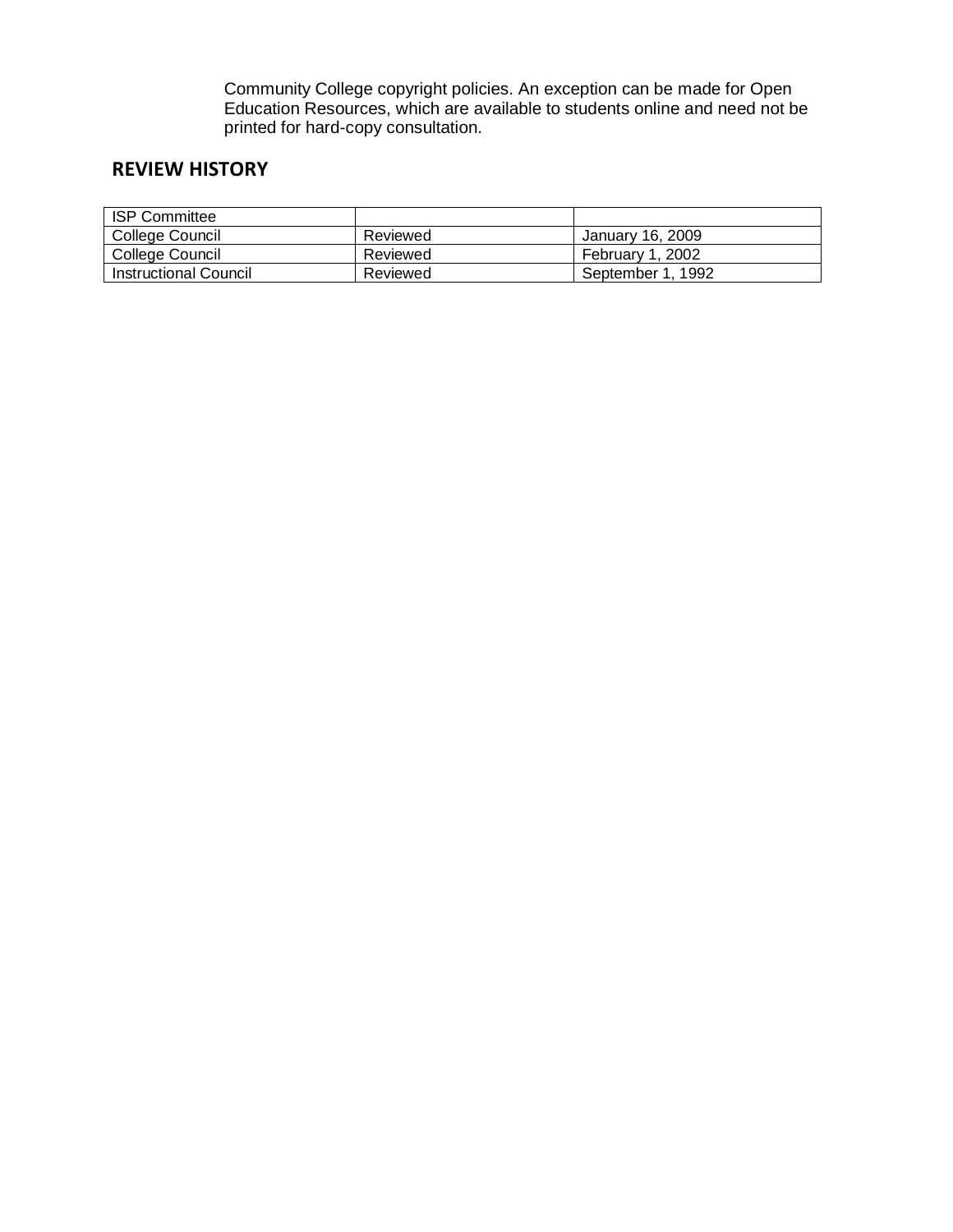Community College copyright policies. An exception can be made for Open Education Resources, which are available to students online and need not be printed for hard-copy consultation.

## REVIEW HISTORY

| | | |
|---|---|---|
| ISP Committee | | |
| College Council | Reviewed | January 16, 2009 |
| College Council | Reviewed | February 1, 2002 |
| Instructional Council | Reviewed | September 1, 1992 |